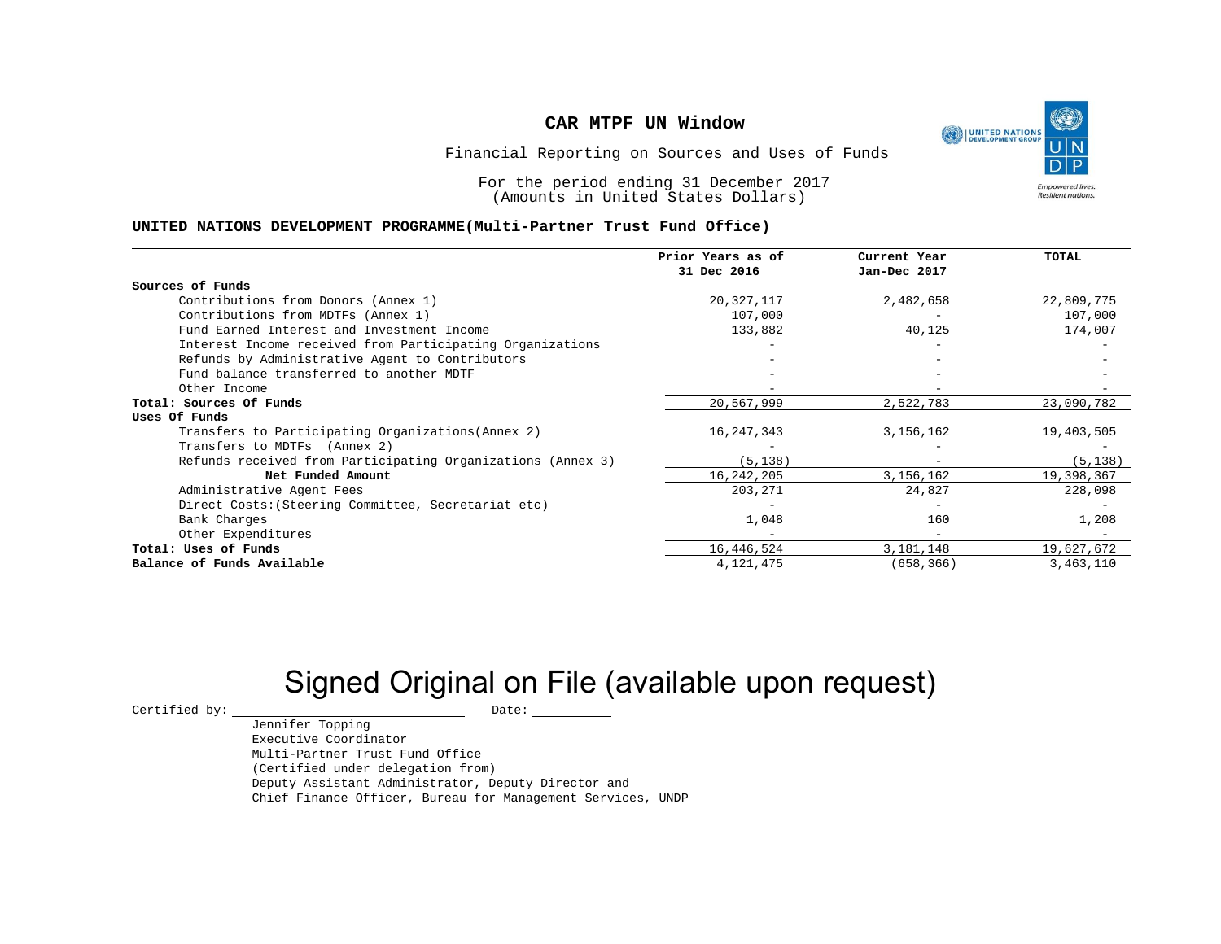# CAR MTPF UN Window

Financial Reporting on Sources and Uses of Funds

For the period ending 31 December 2017
(Amounts in United States Dollars)

**UNITED NATIONS DEVELOPMENT PROGRAMME(Multi-Partner Trust Fund Office)**

| | Prior Years as of 31 Dec 2016 | Current Year Jan-Dec 2017 | TOTAL |
|---|---|---|---|
| **Sources of Funds** | | | |
| Contributions from Donors (Annex 1) | 20,327,117 | 2,482,658 | 22,809,775 |
| Contributions from MDTFs (Annex 1) | 107,000 | - | 107,000 |
| Fund Earned Interest and Investment Income | 133,882 | 40,125 | 174,007 |
| Interest Income received from Participating Organizations | - | - | - |
| Refunds by Administrative Agent to Contributors | - | - | - |
| Fund balance transferred to another MDTF | - | - | - |
| Other Income | - | - | - |
| **Total: Sources Of Funds** | 20,567,999 | 2,522,783 | 23,090,782 |
| **Uses Of Funds** | | | |
| Transfers to Participating Organizations(Annex 2) | 16,247,343 | 3,156,162 | 19,403,505 |
| Transfers to MDTFs (Annex 2) | - | - | - |
| Refunds received from Participating Organizations (Annex 3) | (5,138) | - | (5,138) |
| **Net Funded Amount** | 16,242,205 | 3,156,162 | 19,398,367 |
| Administrative Agent Fees | 203,271 | 24,827 | 228,098 |
| Direct Costs:(Steering Committee, Secretariat etc) | - | - | - |
| Bank Charges | 1,048 | 160 | 1,208 |
| Other Expenditures | - | - | - |
| **Total: Uses of Funds** | 16,446,524 | 3,181,148 | 19,627,672 |
| **Balance of Funds Available** | 4,121,475 | (658,366) | 3,463,110 |

Signed Original on File (available upon request)

Certified by: ____________________ Date: __________

Jennifer Topping
Executive Coordinator
Multi-Partner Trust Fund Office
(Certified under delegation from)
Deputy Assistant Administrator, Deputy Director and
Chief Finance Officer, Bureau for Management Services, UNDP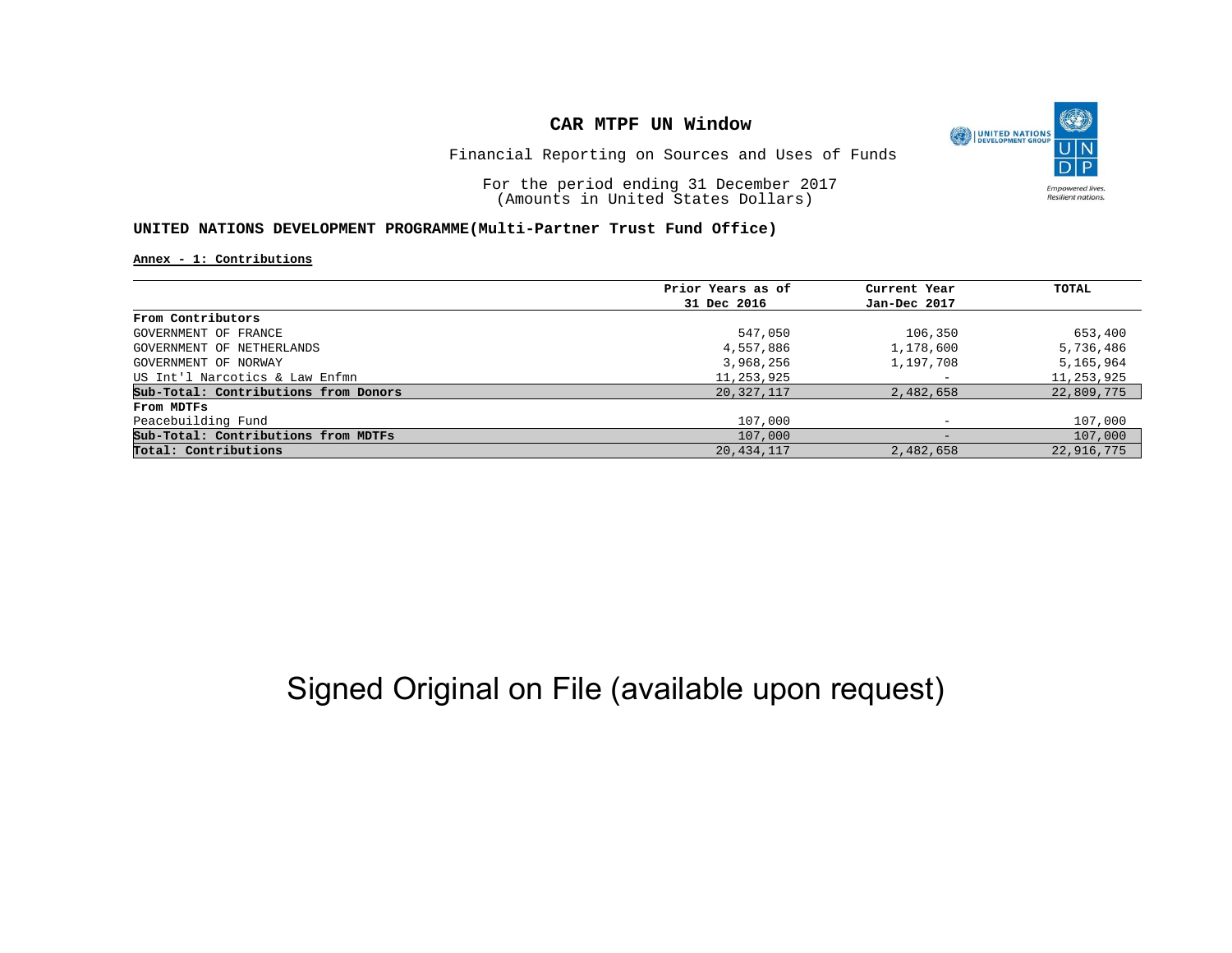# CAR MTPF UN Window

Financial Reporting on Sources and Uses of Funds

For the period ending 31 December 2017
(Amounts in United States Dollars)

**UNITED NATIONS DEVELOPMENT PROGRAMME(Multi-Partner Trust Fund Office)**

**Annex - 1: Contributions**

| | Prior Years as of 31 Dec 2016 | Current Year Jan-Dec 2017 | TOTAL |
|---|---|---|---|
| **From Contributors** | | | |
| GOVERNMENT OF FRANCE | 547,050 | 106,350 | 653,400 |
| GOVERNMENT OF NETHERLANDS | 4,557,886 | 1,178,600 | 5,736,486 |
| GOVERNMENT OF NORWAY | 3,968,256 | 1,197,708 | 5,165,964 |
| US Int'l Narcotics & Law Enfmn | 11,253,925 | - | 11,253,925 |
| **Sub-Total: Contributions from Donors** | 20,327,117 | 2,482,658 | 22,809,775 |
| **From MDTFs** | | | |
| Peacebuilding Fund | 107,000 | - | 107,000 |
| **Sub-Total: Contributions from MDTFs** | 107,000 | - | 107,000 |
| **Total: Contributions** | 20,434,117 | 2,482,658 | 22,916,775 |

Signed Original on File (available upon request)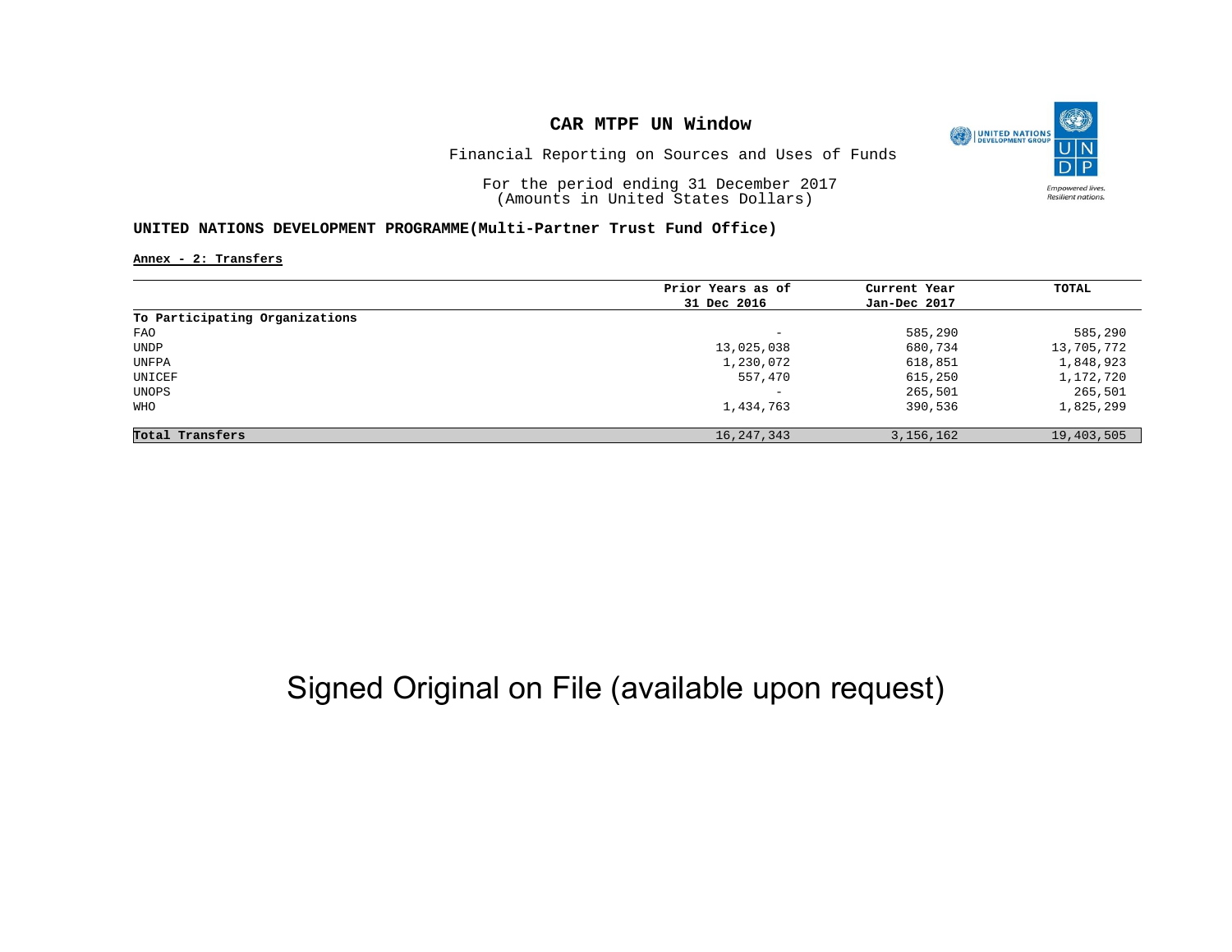# CAR MTPF UN Window

Financial Reporting on Sources and Uses of Funds

For the period ending 31 December 2017
(Amounts in United States Dollars)

## UNITED NATIONS DEVELOPMENT PROGRAMME(Multi-Partner Trust Fund Office)

**Annex - 2: Transfers**

| | Prior Years as of 31 Dec 2016 | Current Year Jan-Dec 2017 | TOTAL |
|---|---|---|---|
| **To Participating Organizations** | | | |
| FAO | - | 585,290 | 585,290 |
| UNDP | 13,025,038 | 680,734 | 13,705,772 |
| UNFPA | 1,230,072 | 618,851 | 1,848,923 |
| UNICEF | 557,470 | 615,250 | 1,172,720 |
| UNOPS | - | 265,501 | 265,501 |
| WHO | 1,434,763 | 390,536 | 1,825,299 |
| **Total Transfers** | 16,247,343 | 3,156,162 | 19,403,505 |

Signed Original on File (available upon request)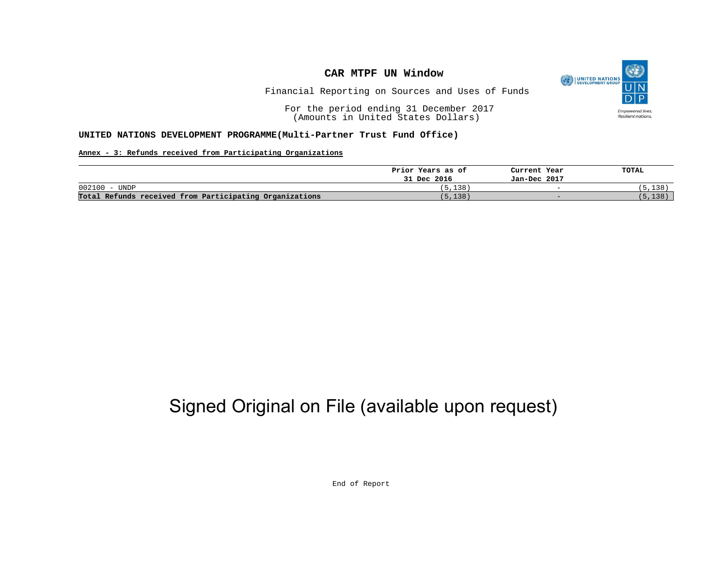# CAR MTPF UN Window

Financial Reporting on Sources and Uses of Funds

For the period ending 31 December 2017
(Amounts in United States Dollars)

**UNITED NATIONS DEVELOPMENT PROGRAMME(Multi-Partner Trust Fund Office)**

**Annex - 3: Refunds received from Participating Organizations**

| | Prior Years as of 31 Dec 2016 | Current Year Jan-Dec 2017 | TOTAL |
|---|---|---|---|
| 002100 - UNDP | (5,138) | - | (5,138) |
| **Total Refunds received from Participating Organizations** | (5,138) | - | (5,138) |

Signed Original on File (available upon request)

End of Report